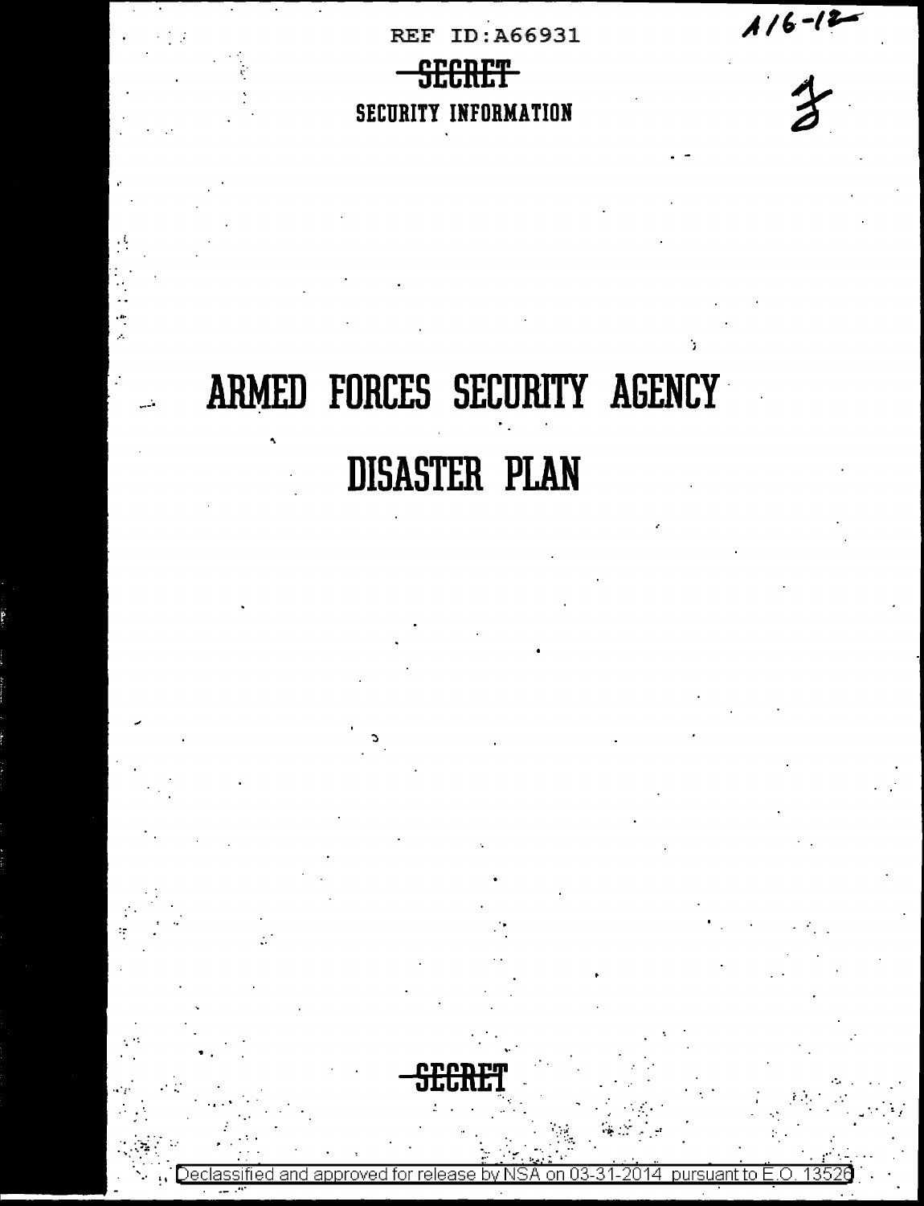REF ID:A66931

~~SECRET~~

SECURITY INFORMATION

A16-12

# ARMED FORCES SECURITY AGENCY

# DISASTER PLAN

~~SECRET~~

Declassified and approved for release by NSA on 03-31-2014 pursuant to E.O. 13526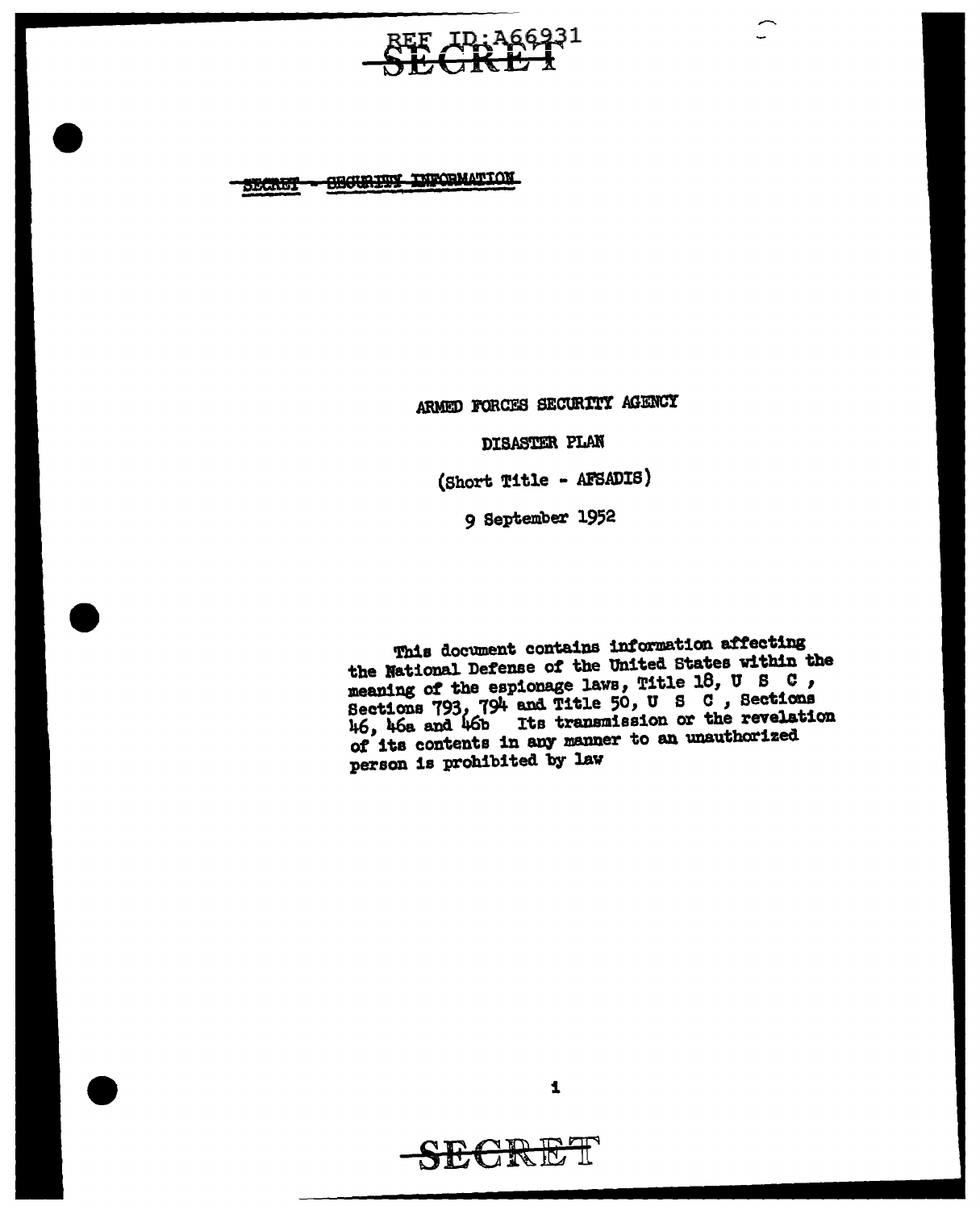REF ID:A66931

~~SECRET~~

~~SECRET - SECURITY INFORMATION~~

ARMED FORCES SECURITY AGENCY

DISASTER PLAN

(Short Title - AFSADIS)

9 September 1952

This document contains information affecting the National Defense of the United States within the meaning of the espionage laws, Title 18, U S C, Sections 793, 794 and Title 50, U S C, Sections 46, 46a and 46b Its transmission or the revelation of its contents in any manner to an unauthorized person is prohibited by law

~~SECRET~~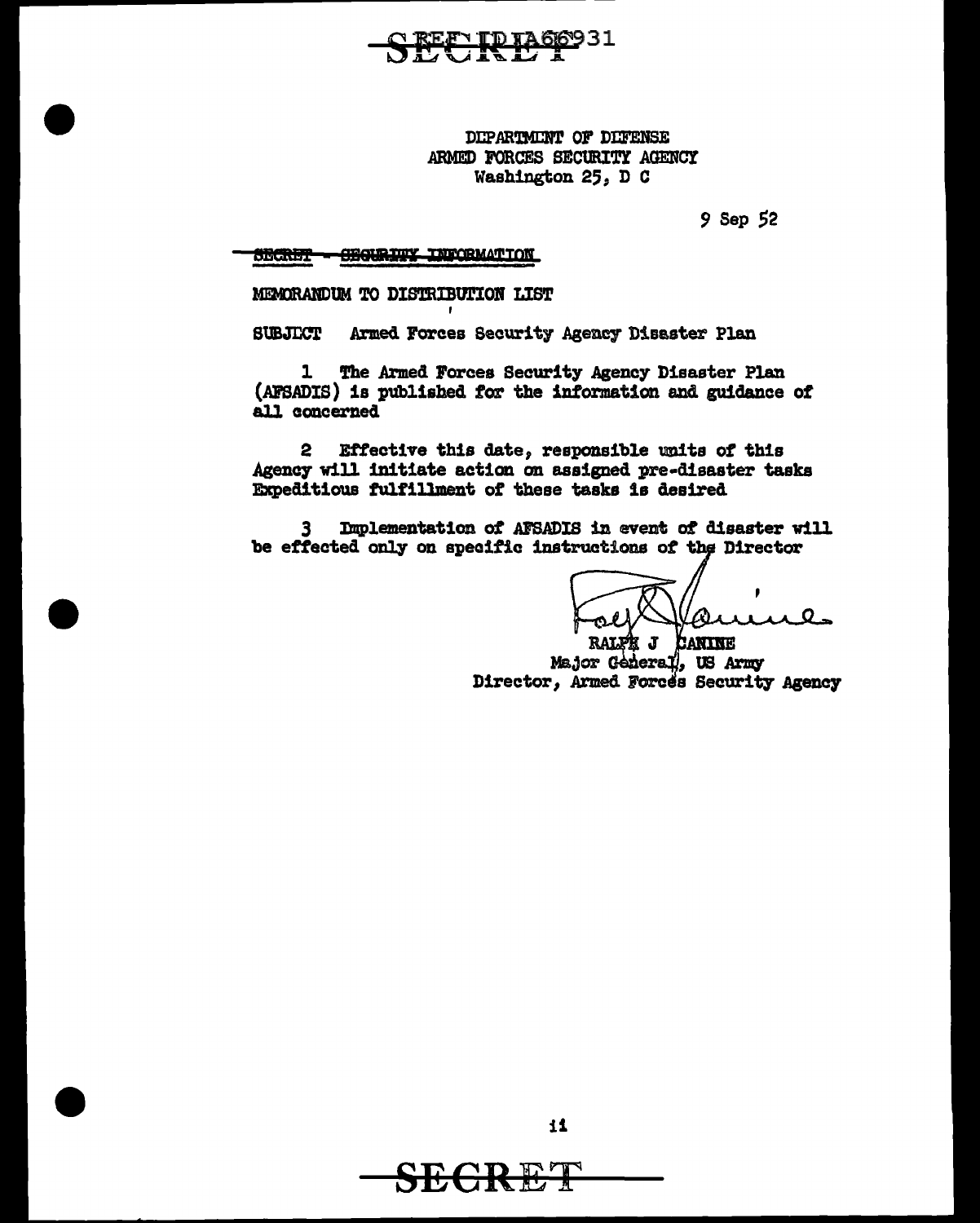SECRET REF ID:A66931

DEPARTMENT OF DEFENSE
ARMED FORCES SECURITY AGENCY
Washington 25, D C

9 Sep 52

SECRET - SECURITY INFORMATION

MEMORANDUM TO DISTRIBUTION LIST

SUBJECT Armed Forces Security Agency Disaster Plan

1 The Armed Forces Security Agency Disaster Plan (AFSADIS) is published for the information and guidance of all concerned

2 Effective this date, responsible units of this Agency will initiate action on assigned pre-disaster tasks Expeditious fulfillment of these tasks is desired

3 Implementation of AFSADIS in event of disaster will be effected only on specific instructions of the Director

RALPH J CANINE
Major General, US Army
Director, Armed Forces Security Agency

SECRET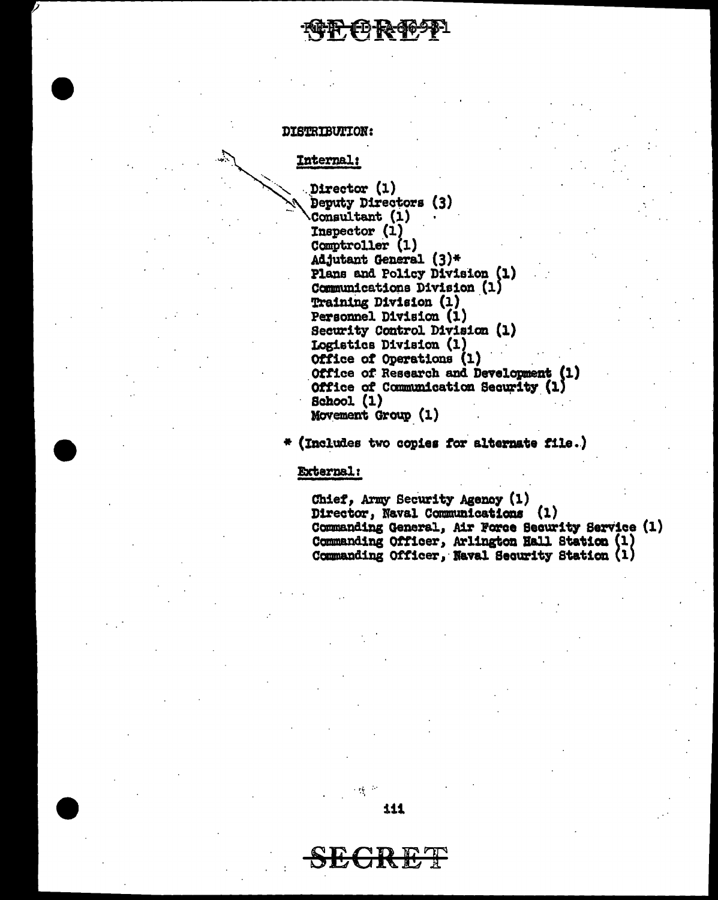SECRET

DISTRIBUTION:

Internal:

- Director (1)
- Deputy Directors (3)
- Consultant (1)
- Inspector (1)
- Comptroller (1)
- Adjutant General (3)*
- Plans and Policy Division (1)
- Communications Division (1)
- Training Division (1)
- Personnel Division (1)
- Security Control Division (1)
- Logistics Division (1)
- Office of Operations (1)
- Office of Research and Development (1)
- Office of Communication Security (1)
- School (1)
- Movement Group (1)

* (Includes two copies for alternate file.)

External:

- Chief, Army Security Agency (1)
- Director, Naval Communications (1)
- Commanding General, Air Force Security Service (1)
- Commanding Officer, Arlington Hall Station (1)
- Commanding Officer, Naval Security Station (1)

SECRET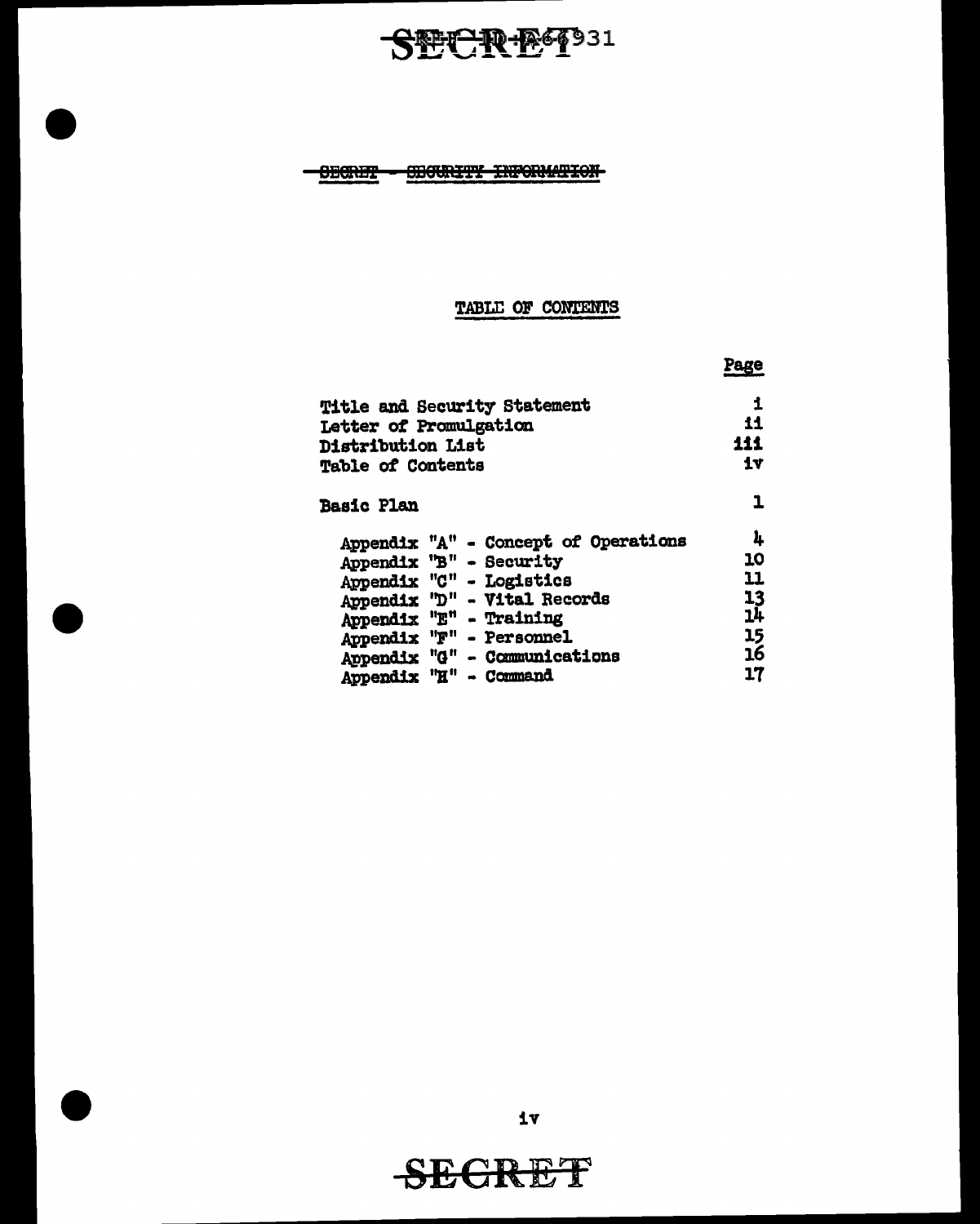~~SECRET - SECURITY INFORMATION~~

## TABLE OF CONTENTS

| | Page |
|---|---|
| Title and Security Statement | i |
| Letter of Promulgation | ii |
| Distribution List | iii |
| Table of Contents | iv |
| Basic Plan | 1 |
| Appendix "A" - Concept of Operations | 4 |
| Appendix "B" - Security | 10 |
| Appendix "C" - Logistics | 11 |
| Appendix "D" - Vital Records | 13 |
| Appendix "E" - Training | 14 |
| Appendix "F" - Personnel | 15 |
| Appendix "G" - Communications | 16 |
| Appendix "H" - Command | 17 |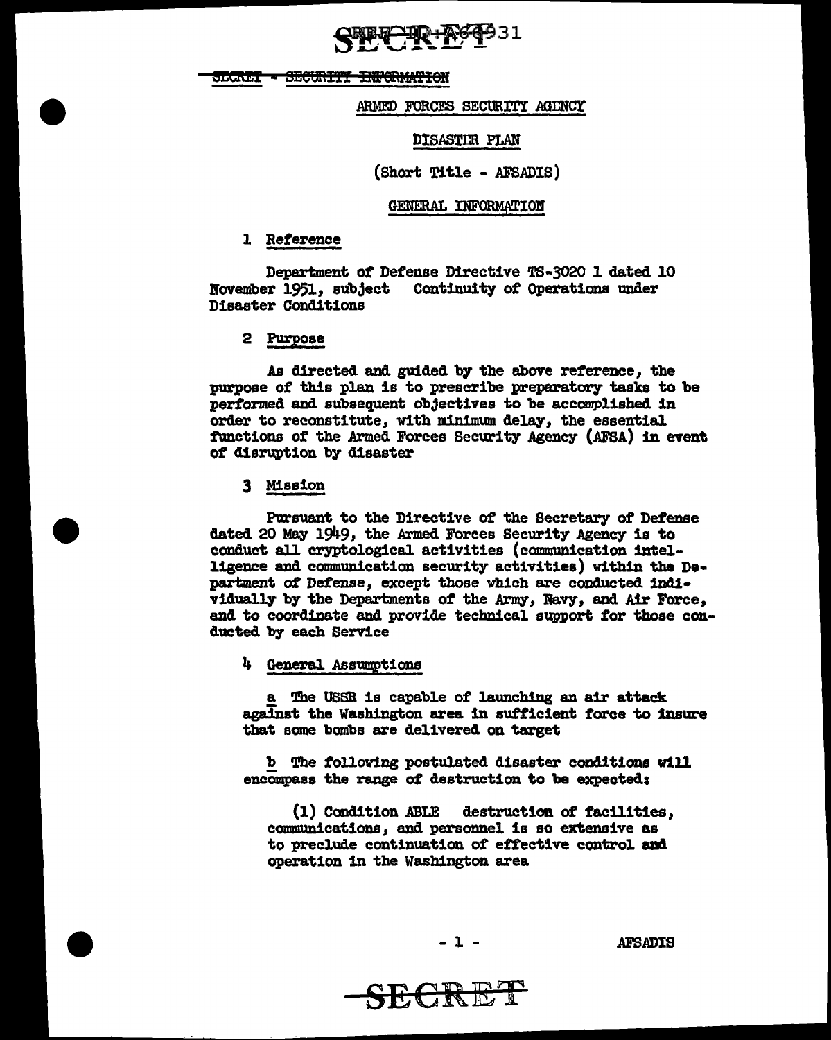SECRET - SECURITY INFORMATION

# ARMED FORCES SECURITY AGENCY

## DISASTER PLAN

(Short Title - AFSADIS)

## GENERAL INFORMATION

1 Reference

Department of Defense Directive TS-3020 1 dated 10 November 1951, subject Continuity of Operations under Disaster Conditions

2 Purpose

As directed and guided by the above reference, the purpose of this plan is to prescribe preparatory tasks to be performed and subsequent objectives to be accomplished in order to reconstitute, with minimum delay, the essential functions of the Armed Forces Security Agency (AFSA) in event of disruption by disaster

3 Mission

Pursuant to the Directive of the Secretary of Defense dated 20 May 1949, the Armed Forces Security Agency is to conduct all cryptological activities (communication intelligence and communication security activities) within the Department of Defense, except those which are conducted individually by the Departments of the Army, Navy, and Air Force, and to coordinate and provide technical support for those conducted by each Service

4 General Assumptions

a The USSR is capable of launching an air attack against the Washington area in sufficient force to insure that some bombs are delivered on target

b The following postulated disaster conditions will encompass the range of destruction to be expected:

(1) Condition ABLE destruction of facilities, communications, and personnel is so extensive as to preclude continuation of effective control and operation in the Washington area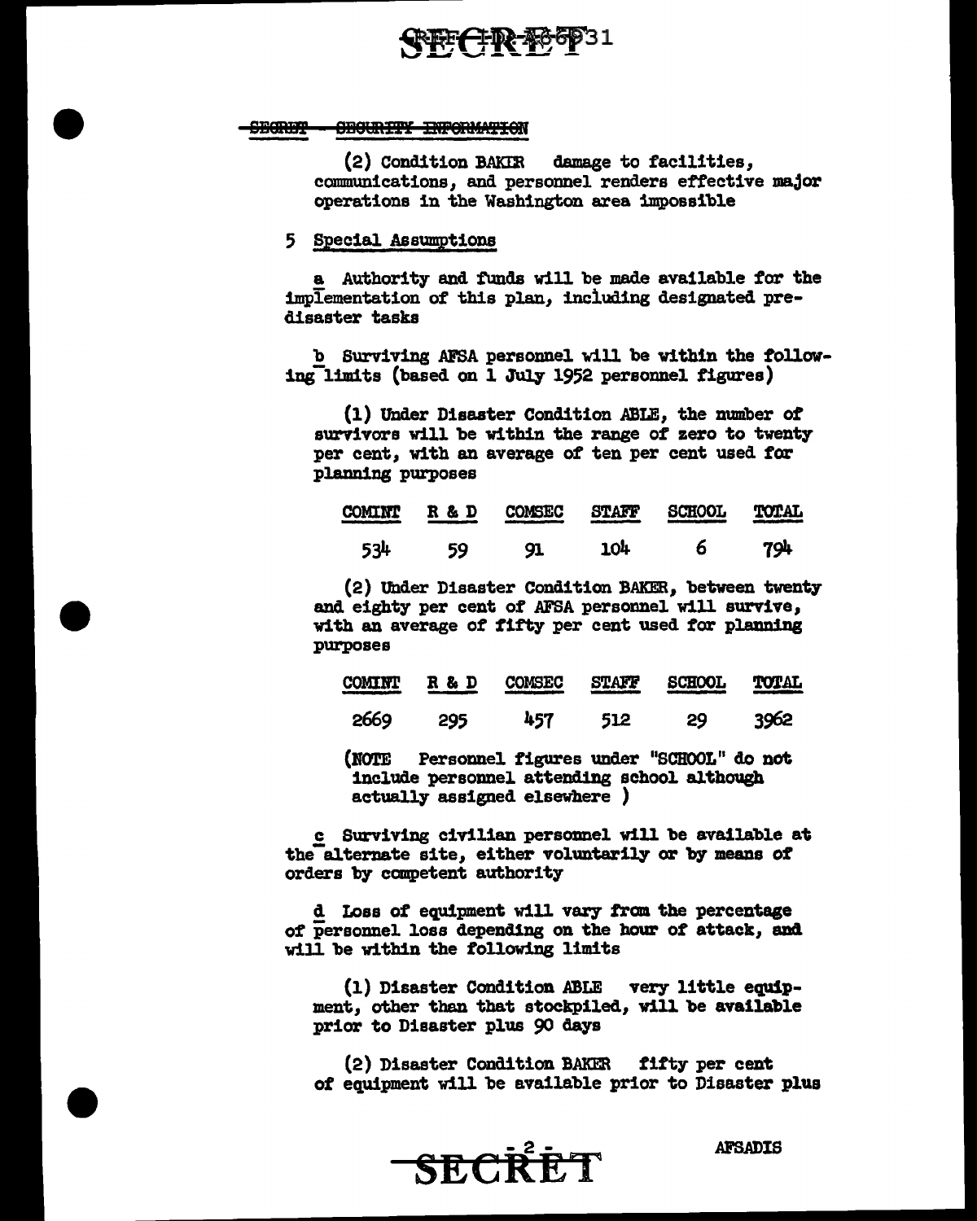SECRET - SECURITY INFORMATION

(2) Condition BAKER damage to facilities, communications, and personnel renders effective major operations in the Washington area impossible

5 Special Assumptions

a Authority and funds will be made available for the implementation of this plan, including designated pre-disaster tasks

b Surviving AFSA personnel will be within the following limits (based on 1 July 1952 personnel figures)

(1) Under Disaster Condition ABLE, the number of survivors will be within the range of zero to twenty per cent, with an average of ten per cent used for planning purposes

| COMINT | R & D | COMSEC | STAFF | SCHOOL | TOTAL |
|---|---|---|---|---|---|
| 534 | 59 | 91 | 104 | 6 | 794 |

(2) Under Disaster Condition BAKER, between twenty and eighty per cent of AFSA personnel will survive, with an average of fifty per cent used for planning purposes

| COMINT | R & D | COMSEC | STAFF | SCHOOL | TOTAL |
|---|---|---|---|---|---|
| 2669 | 295 | 457 | 512 | 29 | 3962 |

(NOTE Personnel figures under "SCHOOL" do not include personnel attending school although actually assigned elsewhere )

c Surviving civilian personnel will be available at the alternate site, either voluntarily or by means of orders by competent authority

d Loss of equipment will vary from the percentage of personnel loss depending on the hour of attack, and will be within the following limits

(1) Disaster Condition ABLE very little equipment, other than that stockpiled, will be available prior to Disaster plus 90 days

(2) Disaster Condition BAKER fifty per cent of equipment will be available prior to Disaster plus

AFSADIS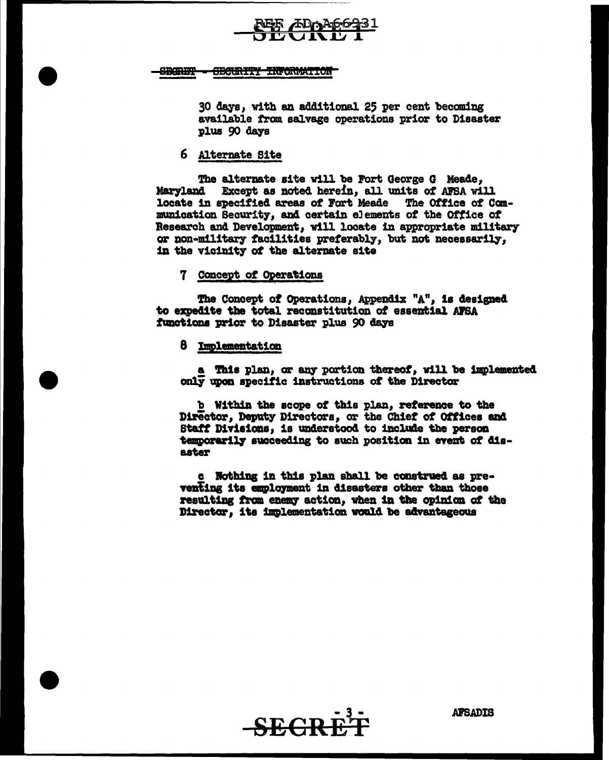30 days, with an additional 25 per cent becoming available from salvage operations prior to Disaster plus 90 days

6 Alternate Site

The alternate site will be Fort George G Meade, Maryland Except as noted herein, all units of AFSA will locate in specified areas of Fort Meade The Office of Communication Security, and certain elements of the Office of Research and Development, will locate in appropriate military or non-military facilities preferably, but not necessarily, in the vicinity of the alternate site

7 Concept of Operations

The Concept of Operations, Appendix "A", is designed to expedite the total reconstitution of essential AFSA functions prior to Disaster plus 90 days

8 Implementation

a This plan, or any portion thereof, will be implemented only upon specific instructions of the Director

b Within the scope of this plan, reference to the Director, Deputy Directors, or the Chief of Offices and Staff Divisions, is understood to include the person temporarily succeeding to such position in event of disaster

c Nothing in this plan shall be construed as preventing its employment in disasters other than those resulting from enemy action, when in the opinion of the Director, its implementation would be advantageous

AFSADIS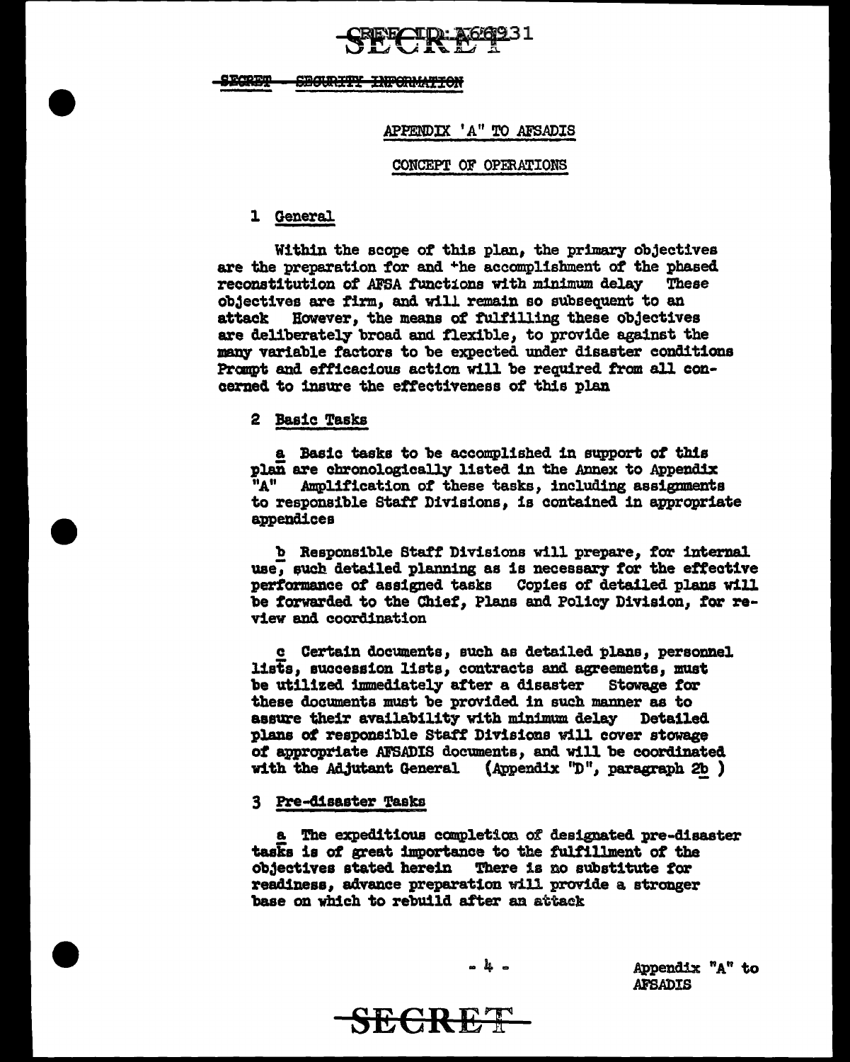SECRET — SECURITY INFORMATION

## APPENDIX 'A" TO AFSADIS

### CONCEPT OF OPERATIONS

1 General

Within the scope of this plan, the primary objectives are the preparation for and the accomplishment of the phased reconstitution of AFSA functions with minimum delay These objectives are firm, and will remain so subsequent to an attack However, the means of fulfilling these objectives are deliberately broad and flexible, to provide against the many variable factors to be expected under disaster conditions Prompt and efficacious action will be required from all concerned to insure the effectiveness of this plan

2 Basic Tasks

a Basic tasks to be accomplished in support of this plan are chronologically listed in the Annex to Appendix "A" Amplification of these tasks, including assignments to responsible Staff Divisions, is contained in appropriate appendices

b Responsible Staff Divisions will prepare, for internal use, such detailed planning as is necessary for the effective performance of assigned tasks Copies of detailed plans will be forwarded to the Chief, Plans and Policy Division, for review and coordination

c Certain documents, such as detailed plans, personnel lists, succession lists, contracts and agreements, must be utilized immediately after a disaster Stowage for these documents must be provided in such manner as to assure their availability with minimum delay Detailed plans of responsible Staff Divisions will cover stowage of appropriate AFSADIS documents, and will be coordinated with the Adjutant General (Appendix "D", paragraph 2b )

3 Pre-disaster Tasks

a The expeditious completion of designated pre-disaster tasks is of great importance to the fulfillment of the objectives stated herein There is no substitute for readiness, advance preparation will provide a stronger base on which to rebuild after an attack

Appendix "A" to AFSADIS

SECRET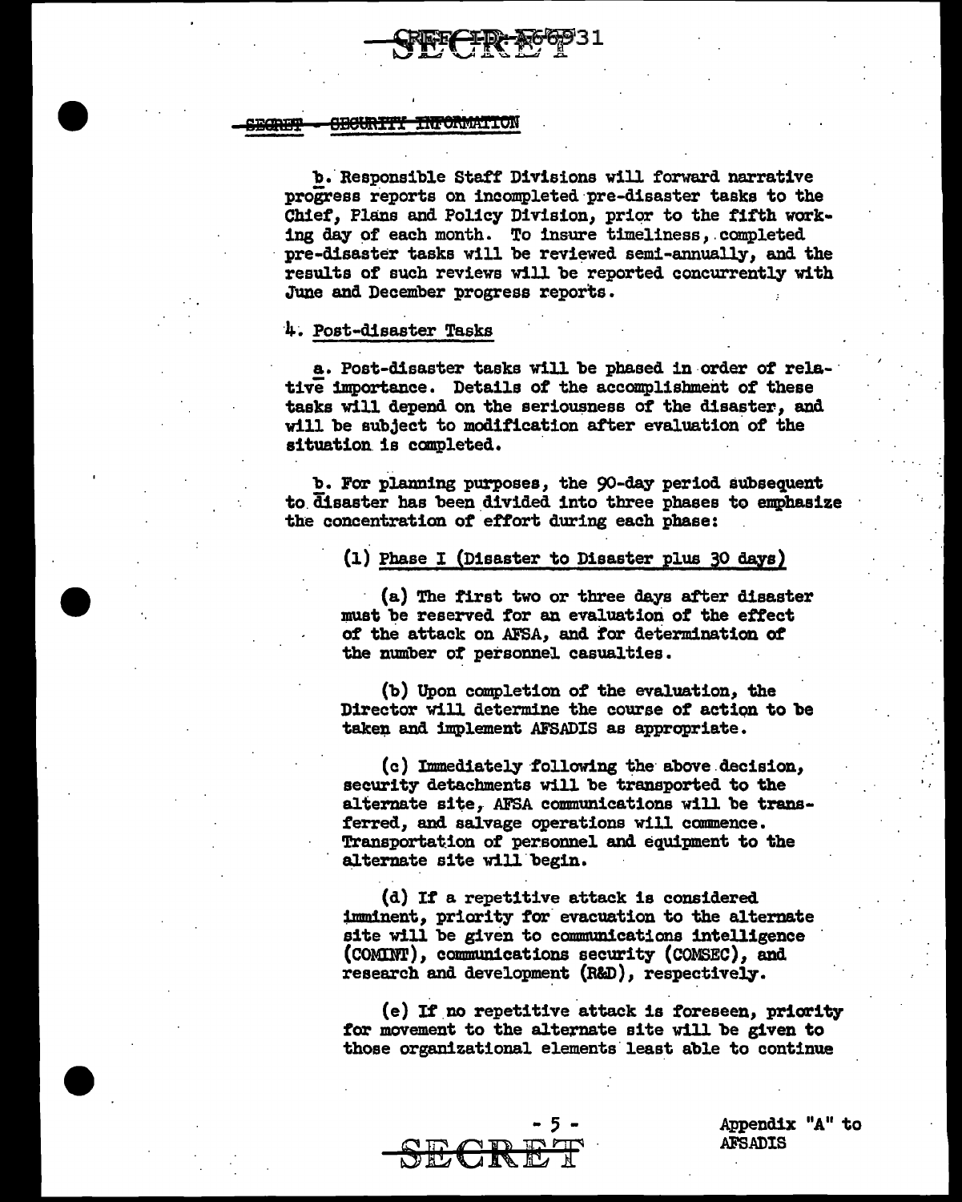b. Responsible Staff Divisions will forward narrative progress reports on incompleted pre-disaster tasks to the Chief, Plans and Policy Division, prior to the fifth working day of each month. To insure timeliness, completed pre-disaster tasks will be reviewed semi-annually, and the results of such reviews will be reported concurrently with June and December progress reports.

4. Post-disaster Tasks

a. Post-disaster tasks will be phased in order of relative importance. Details of the accomplishment of these tasks will depend on the seriousness of the disaster, and will be subject to modification after evaluation of the situation is completed.

b. For planning purposes, the 90-day period subsequent to disaster has been divided into three phases to emphasize the concentration of effort during each phase:

(1) Phase I (Disaster to Disaster plus 30 days)

(a) The first two or three days after disaster must be reserved for an evaluation of the effect of the attack on AFSA, and for determination of the number of personnel casualties.

(b) Upon completion of the evaluation, the Director will determine the course of action to be taken and implement AFSADIS as appropriate.

(c) Immediately following the above decision, security detachments will be transported to the alternate site, AFSA communications will be transferred, and salvage operations will commence. Transportation of personnel and equipment to the alternate site will begin.

(d) If a repetitive attack is considered imminent, priority for evacuation to the alternate site will be given to communications intelligence (COMINT), communications security (COMSEC), and research and development (R&D), respectively.

(e) If no repetitive attack is foreseen, priority for movement to the alternate site will be given to those organizational elements least able to continue

Appendix "A" to AFSADIS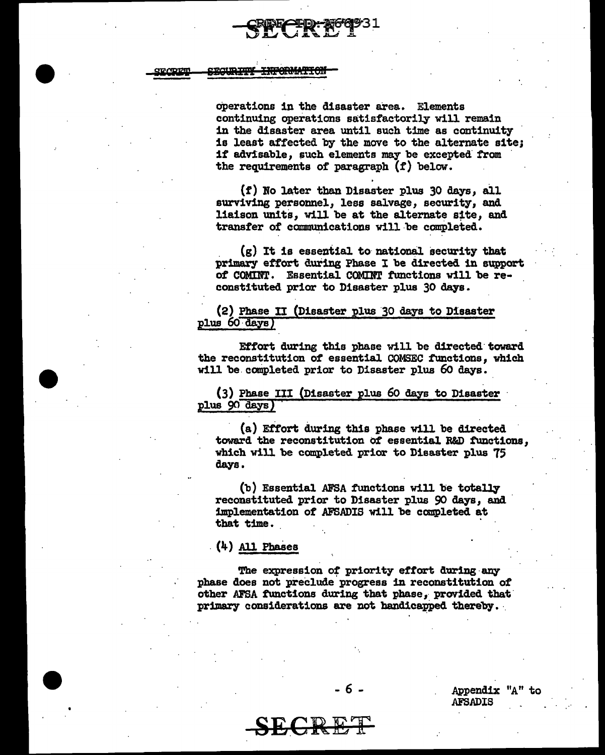operations in the disaster area. Elements continuing operations satisfactorily will remain in the disaster area until such time as continuity is least affected by the move to the alternate site; if advisable, such elements may be excepted from the requirements of paragraph (f) below.

(f) No later than Disaster plus 30 days, all surviving personnel, less salvage, security, and liaison units, will be at the alternate site, and transfer of communications will be completed.

(g) It is essential to national security that primary effort during Phase I be directed in support of COMINT. Essential COMINT functions will be reconstituted prior to Disaster plus 30 days.

(2) Phase II (Disaster plus 30 days to Disaster plus 60 days)

Effort during this phase will be directed toward the reconstitution of essential COMSEC functions, which will be completed prior to Disaster plus 60 days.

(3) Phase III (Disaster plus 60 days to Disaster plus 90 days)

(a) Effort during this phase will be directed toward the reconstitution of essential R&D functions, which will be completed prior to Disaster plus 75 days.

(b) Essential AFSA functions will be totally reconstituted prior to Disaster plus 90 days, and implementation of AFSADIS will be completed at that time.

(4) All Phases

The expression of priority effort during any phase does not preclude progress in reconstitution of other AFSA functions during that phase, provided that primary considerations are not handicapped thereby.

Appendix "A" to AFSADIS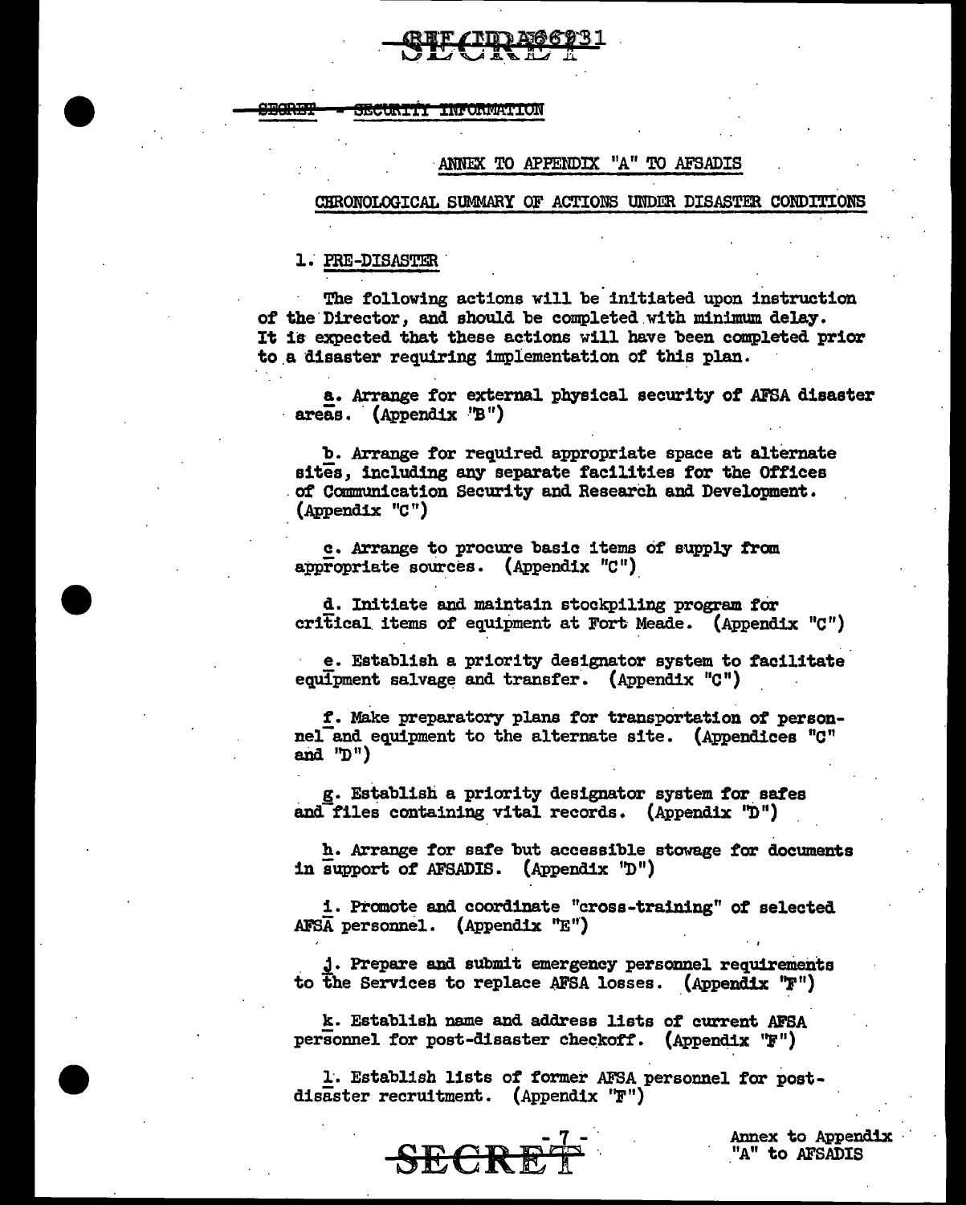SECRET - SECURITY INFORMATION

ANNEX TO APPENDIX "A" TO AFSADIS

CHRONOLOGICAL SUMMARY OF ACTIONS UNDER DISASTER CONDITIONS

1. PRE-DISASTER

The following actions will be initiated upon instruction of the Director, and should be completed with minimum delay. It is expected that these actions will have been completed prior to a disaster requiring implementation of this plan.

a. Arrange for external physical security of AFSA disaster areas. (Appendix "B")

b. Arrange for required appropriate space at alternate sites, including any separate facilities for the Offices of Communication Security and Research and Development. (Appendix "C")

c. Arrange to procure basic items of supply from appropriate sources. (Appendix "C")

d. Initiate and maintain stockpiling program for critical items of equipment at Fort Meade. (Appendix "C")

e. Establish a priority designator system to facilitate equipment salvage and transfer. (Appendix "C")

f. Make preparatory plans for transportation of personnel and equipment to the alternate site. (Appendices "C" and "D")

g. Establish a priority designator system for safes and files containing vital records. (Appendix "D")

h. Arrange for safe but accessible stowage for documents in support of AFSADIS. (Appendix "D")

i. Promote and coordinate "cross-training" of selected AFSA personnel. (Appendix "E")

j. Prepare and submit emergency personnel requirements to the Services to replace AFSA losses. (Appendix "F")

k. Establish name and address lists of current AFSA personnel for post-disaster checkoff. (Appendix "F")

l. Establish lists of former AFSA personnel for post-disaster recruitment. (Appendix "F")

Annex to Appendix "A" to AFSADIS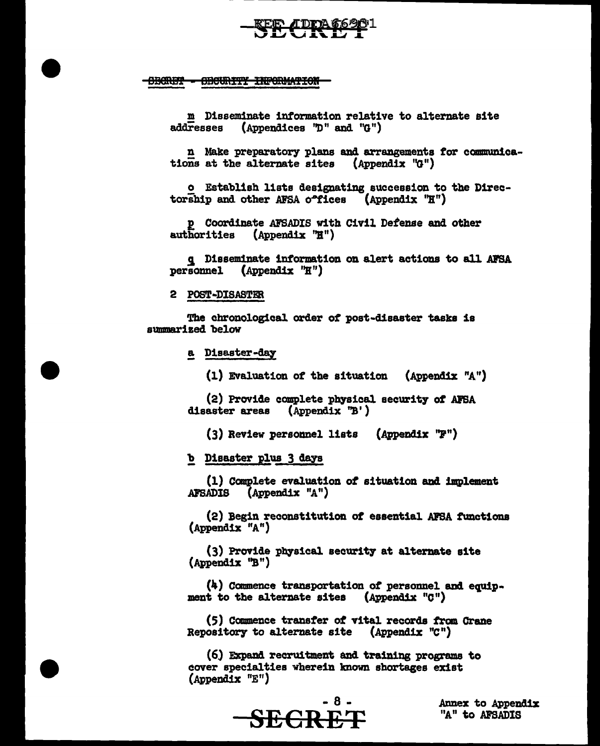~~SECRET - SECURITY INFORMATION~~

m Disseminate information relative to alternate site addresses (Appendices "D" and "G")

n Make preparatory plans and arrangements for communications at the alternate sites (Appendix "G")

o Establish lists designating succession to the Directorship and other AFSA offices (Appendix "H")

p Coordinate AFSADIS with Civil Defense and other authorities (Appendix "H")

q Disseminate information on alert actions to all AFSA personnel (Appendix "H")

2 POST-DISASTER

The chronological order of post-disaster tasks is summarized below

a Disaster-day

(1) Evaluation of the situation (Appendix "A")

(2) Provide complete physical security of AFSA disaster areas (Appendix "B')

(3) Review personnel lists (Appendix "F")

b Disaster plus 3 days

(1) Complete evaluation of situation and implement AFSADIS (Appendix "A")

(2) Begin reconstitution of essential AFSA functions (Appendix "A")

(3) Provide physical security at alternate site (Appendix "B")

(4) Commence transportation of personnel and equipment to the alternate sites (Appendix "C")

(5) Commence transfer of vital records from Crane Repository to alternate site (Appendix "C")

(6) Expand recruitment and training programs to cover specialties wherein known shortages exist (Appendix "E")

Annex to Appendix "A" to AFSADIS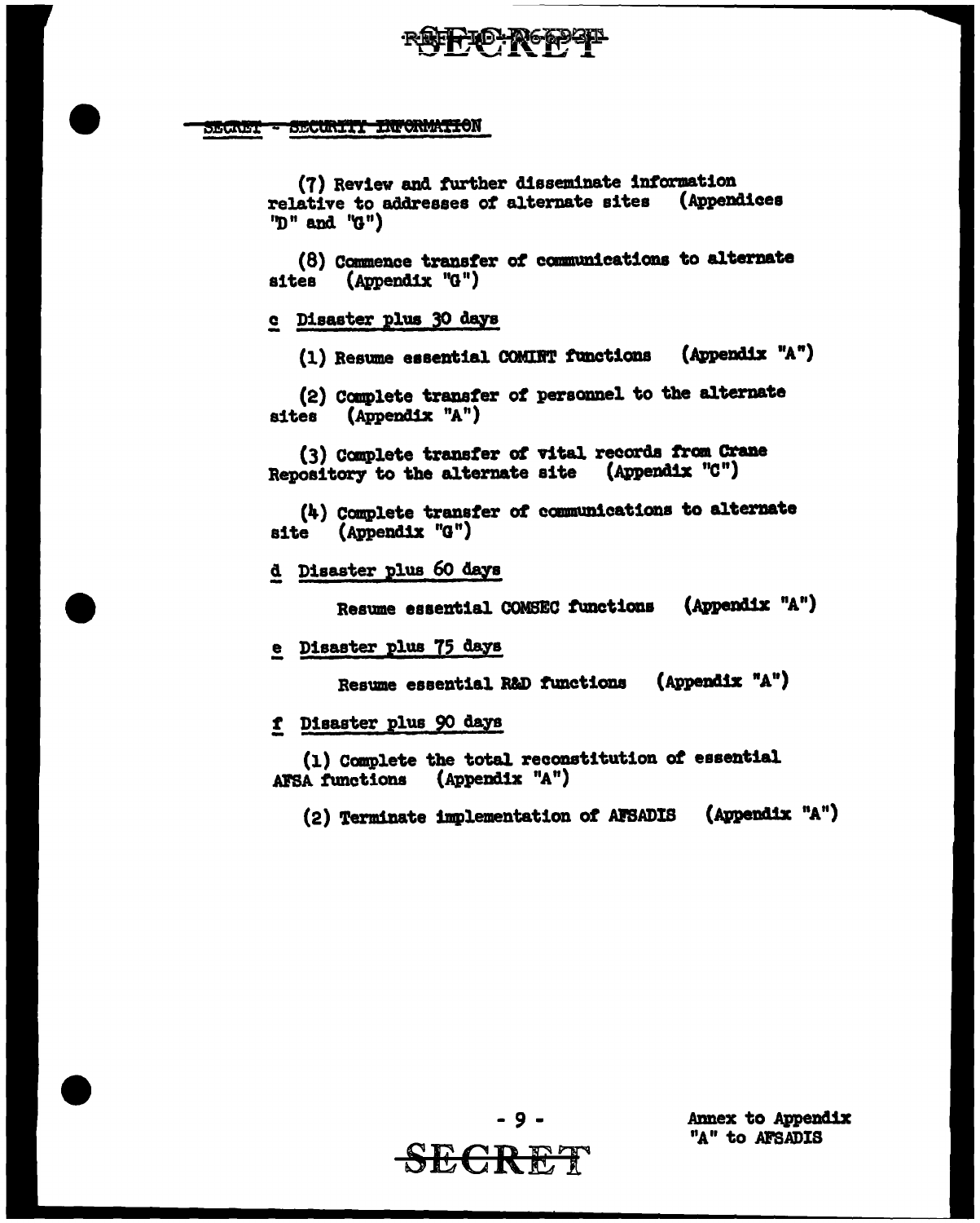SECRET - SECURITY INFORMATION

(7) Review and further disseminate information relative to addresses of alternate sites (Appendices "D" and "G")

(8) Commence transfer of communications to alternate sites (Appendix "G")

c Disaster plus 30 days

(1) Resume essential COMINT functions (Appendix "A")

(2) Complete transfer of personnel to the alternate sites (Appendix "A")

(3) Complete transfer of vital records from Crane Repository to the alternate site (Appendix "C")

(4) Complete transfer of communications to alternate site (Appendix "G")

d Disaster plus 60 days

Resume essential COMSEC functions (Appendix "A")

e Disaster plus 75 days

Resume essential R&D functions (Appendix "A")

f Disaster plus 90 days

(1) Complete the total reconstitution of essential AFSA functions (Appendix "A")

(2) Terminate implementation of AFSADIS (Appendix "A")

Annex to Appendix "A" to AFSADIS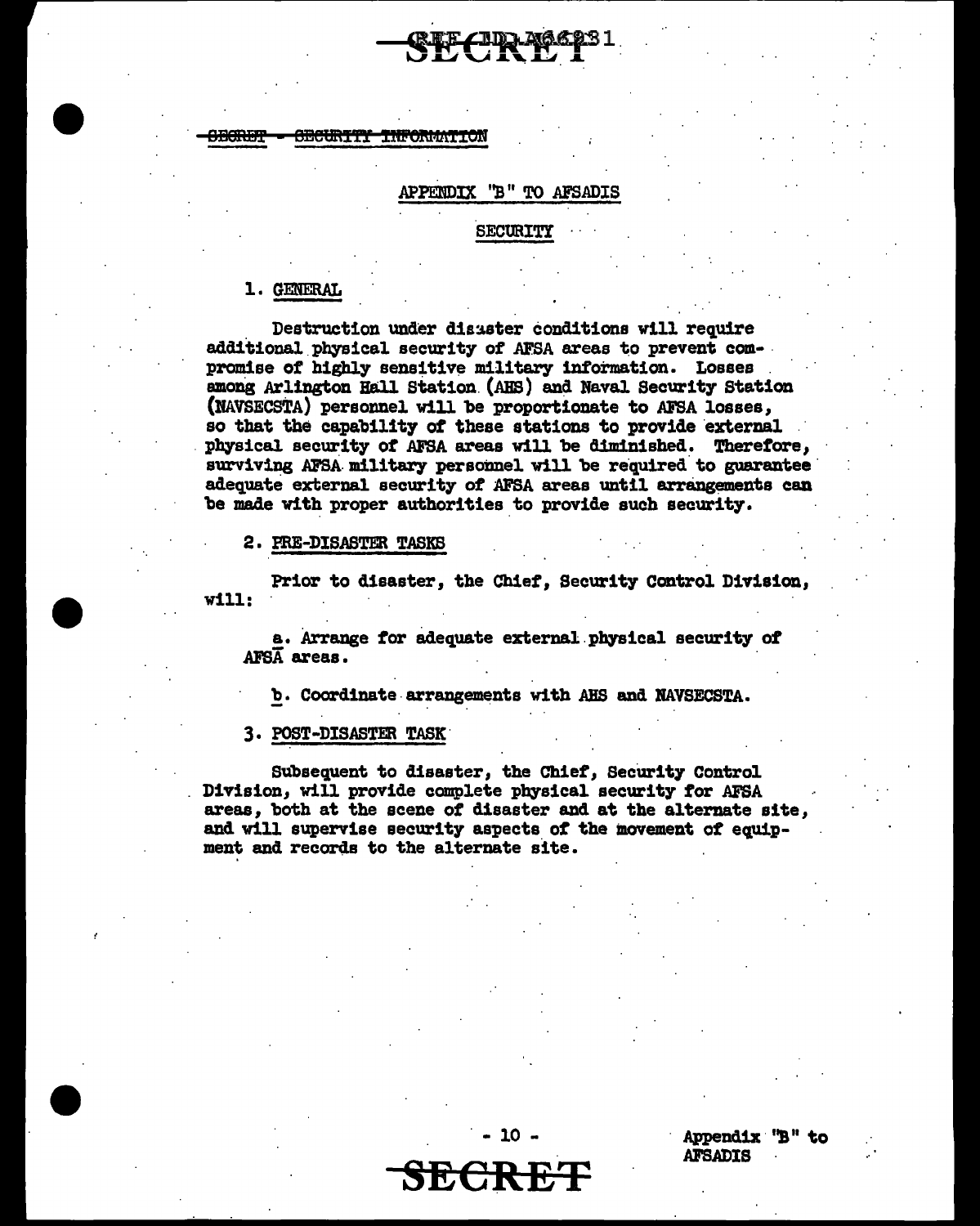SECRET - SECURITY INFORMATION

## APPENDIX "B" TO AFSADIS

### SECURITY

1. GENERAL

Destruction under disaster conditions will require additional physical security of AFSA areas to prevent compromise of highly sensitive military information. Losses among Arlington Hall Station (AHS) and Naval Security Station (NAVSECSTA) personnel will be proportionate to AFSA losses, so that the capability of these stations to provide external physical security of AFSA areas will be diminished. Therefore, surviving AFSA military personnel will be required to guarantee adequate external security of AFSA areas until arrangements can be made with proper authorities to provide such security.

2. PRE-DISASTER TASKS

Prior to disaster, the Chief, Security Control Division, will:

a. Arrange for adequate external physical security of AFSA areas.

b. Coordinate arrangements with AHS and NAVSECSTA.

3. POST-DISASTER TASK

Subsequent to disaster, the Chief, Security Control Division, will provide complete physical security for AFSA areas, both at the scene of disaster and at the alternate site, and will supervise security aspects of the movement of equipment and records to the alternate site.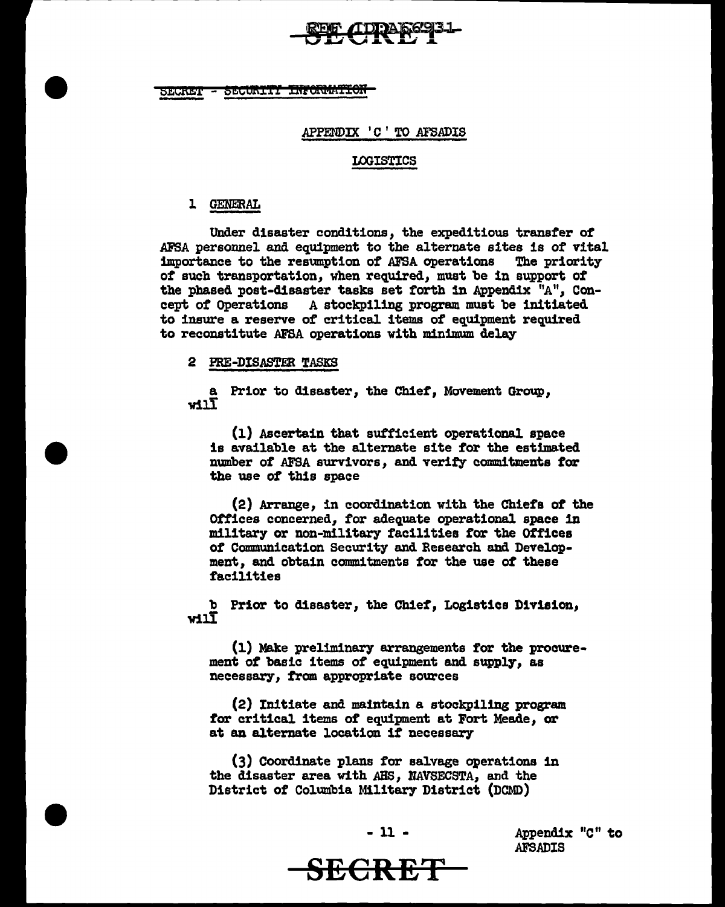SECRET - SECURITY INFORMATION

APPENDIX 'C' TO AFSADIS

LOGISTICS

1 GENERAL

Under disaster conditions, the expeditious transfer of AFSA personnel and equipment to the alternate sites is of vital importance to the resumption of AFSA operations The priority of such transportation, when required, must be in support of the phased post-disaster tasks set forth in Appendix "A", Concept of Operations A stockpiling program must be initiated to insure a reserve of critical items of equipment required to reconstitute AFSA operations with minimum delay

2 PRE-DISASTER TASKS

a Prior to disaster, the Chief, Movement Group, will

(1) Ascertain that sufficient operational space is available at the alternate site for the estimated number of AFSA survivors, and verify commitments for the use of this space

(2) Arrange, in coordination with the Chiefs of the Offices concerned, for adequate operational space in military or non-military facilities for the Offices of Communication Security and Research and Development, and obtain commitments for the use of these facilities

b Prior to disaster, the Chief, Logistics Division, will

(1) Make preliminary arrangements for the procurement of basic items of equipment and supply, as necessary, from appropriate sources

(2) Initiate and maintain a stockpiling program for critical items of equipment at Fort Meade, or at an alternate location if necessary

(3) Coordinate plans for salvage operations in the disaster area with AHS, NAVSECSTA, and the District of Columbia Military District (DCMD)

Appendix "C" to AFSADIS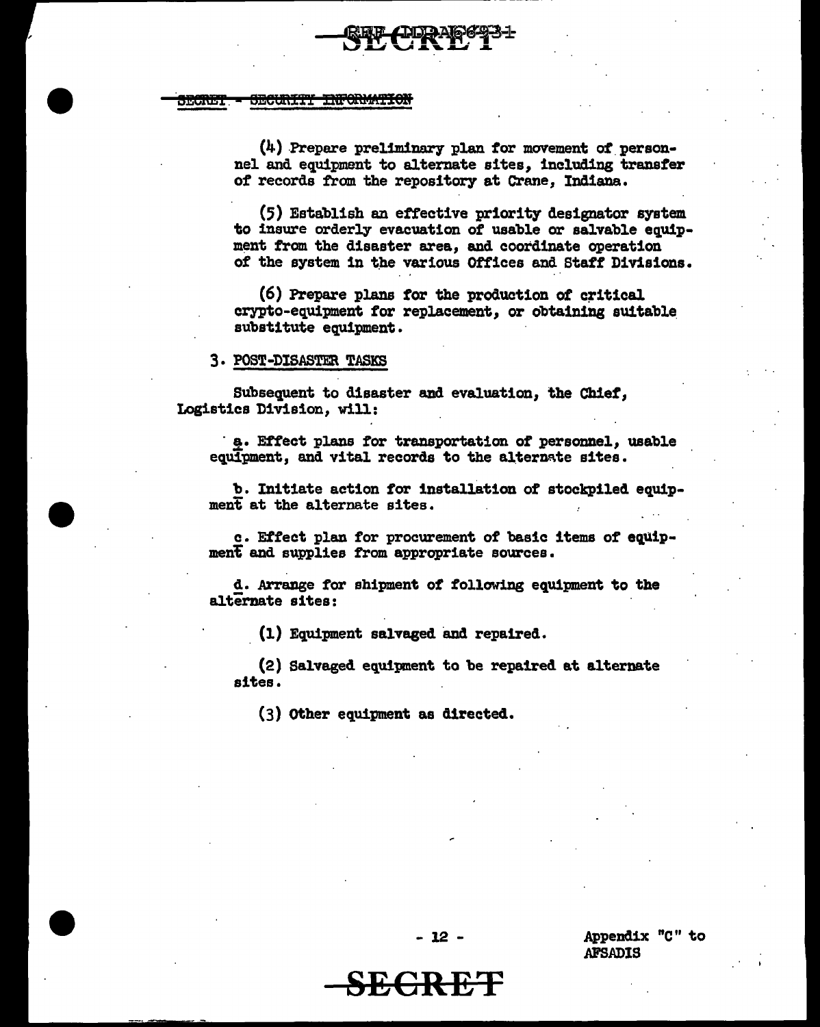(4) Prepare preliminary plan for movement of personnel and equipment to alternate sites, including transfer of records from the repository at Crane, Indiana.

(5) Establish an effective priority designator system to insure orderly evacuation of usable or salvable equipment from the disaster area, and coordinate operation of the system in the various Offices and Staff Divisions.

(6) Prepare plans for the production of critical crypto-equipment for replacement, or obtaining suitable substitute equipment.

3. POST-DISASTER TASKS

Subsequent to disaster and evaluation, the Chief, Logistics Division, will:

a. Effect plans for transportation of personnel, usable equipment, and vital records to the alternate sites.

b. Initiate action for installation of stockpiled equipment at the alternate sites.

c. Effect plan for procurement of basic items of equipment and supplies from appropriate sources.

d. Arrange for shipment of following equipment to the alternate sites:

(1) Equipment salvaged and repaired.

(2) Salvaged equipment to be repaired at alternate sites.

(3) Other equipment as directed.

Appendix "C" to AFSADIS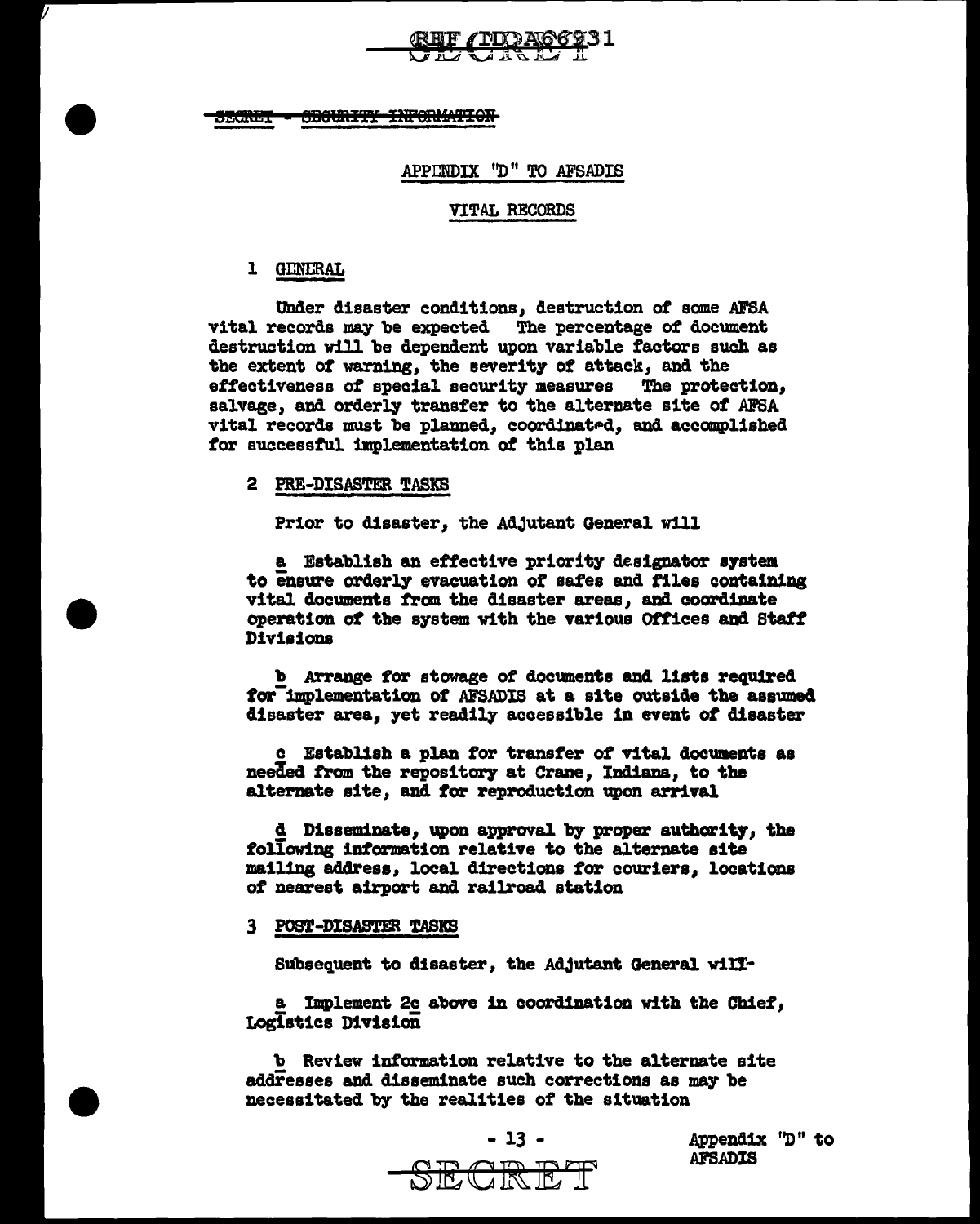SECRET - SECURITY INFORMATION

## APPENDIX "D" TO AFSADIS

## VITAL RECORDS

### 1 GENERAL

Under disaster conditions, destruction of some AFSA vital records may be expected The percentage of document destruction will be dependent upon variable factors such as the extent of warning, the severity of attack, and the effectiveness of special security measures The protection, salvage, and orderly transfer to the alternate site of AFSA vital records must be planned, coordinated, and accomplished for successful implementation of this plan

### 2 PRE-DISASTER TASKS

Prior to disaster, the Adjutant General will

a Establish an effective priority designator system to ensure orderly evacuation of safes and files containing vital documents from the disaster areas, and coordinate operation of the system with the various Offices and Staff Divisions

b Arrange for stowage of documents and lists required for implementation of AFSADIS at a site outside the assumed disaster area, yet readily accessible in event of disaster

c Establish a plan for transfer of vital documents as needed from the repository at Crane, Indiana, to the alternate site, and for reproduction upon arrival

d Disseminate, upon approval by proper authority, the following information relative to the alternate site mailing address, local directions for couriers, locations of nearest airport and railroad station

### 3 POST-DISASTER TASKS

Subsequent to disaster, the Adjutant General will-

a Implement 2c above in coordination with the Chief, Logistics Division

b Review information relative to the alternate site addresses and disseminate such corrections as may be necessitated by the realities of the situation

Appendix "D" to AFSADIS

SECRET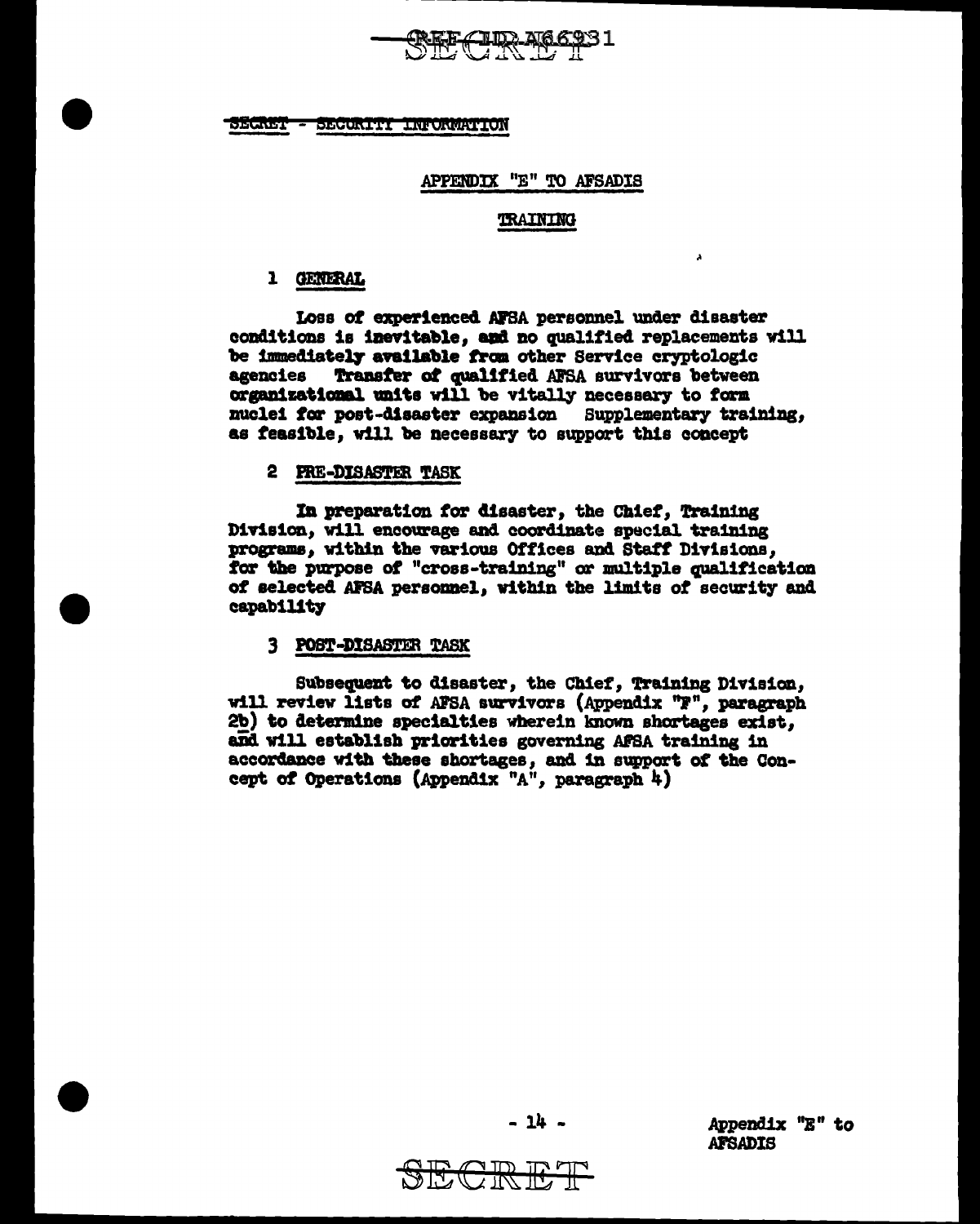SECRET - SECURITY INFORMATION

## APPENDIX "E" TO AFSADIS

### TRAINING

1 GENERAL

Loss of experienced AFSA personnel under disaster conditions is inevitable, and no qualified replacements will be immediately available from other Service cryptologic agencies Transfer of qualified AFSA survivors between organizational units will be vitally necessary to form nuclei for post-disaster expansion Supplementary training, as feasible, will be necessary to support this concept

2 PRE-DISASTER TASK

In preparation for disaster, the Chief, Training Division, will encourage and coordinate special training programs, within the various Offices and Staff Divisions, for the purpose of "cross-training" or multiple qualification of selected AFSA personnel, within the limits of security and capability

3 POST-DISASTER TASK

Subsequent to disaster, the Chief, Training Division, will review lists of AFSA survivors (Appendix "F", paragraph 2b) to determine specialties wherein known shortages exist, and will establish priorities governing AFSA training in accordance with these shortages, and in support of the Concept of Operations (Appendix "A", paragraph 4)

Appendix "E" to AFSADIS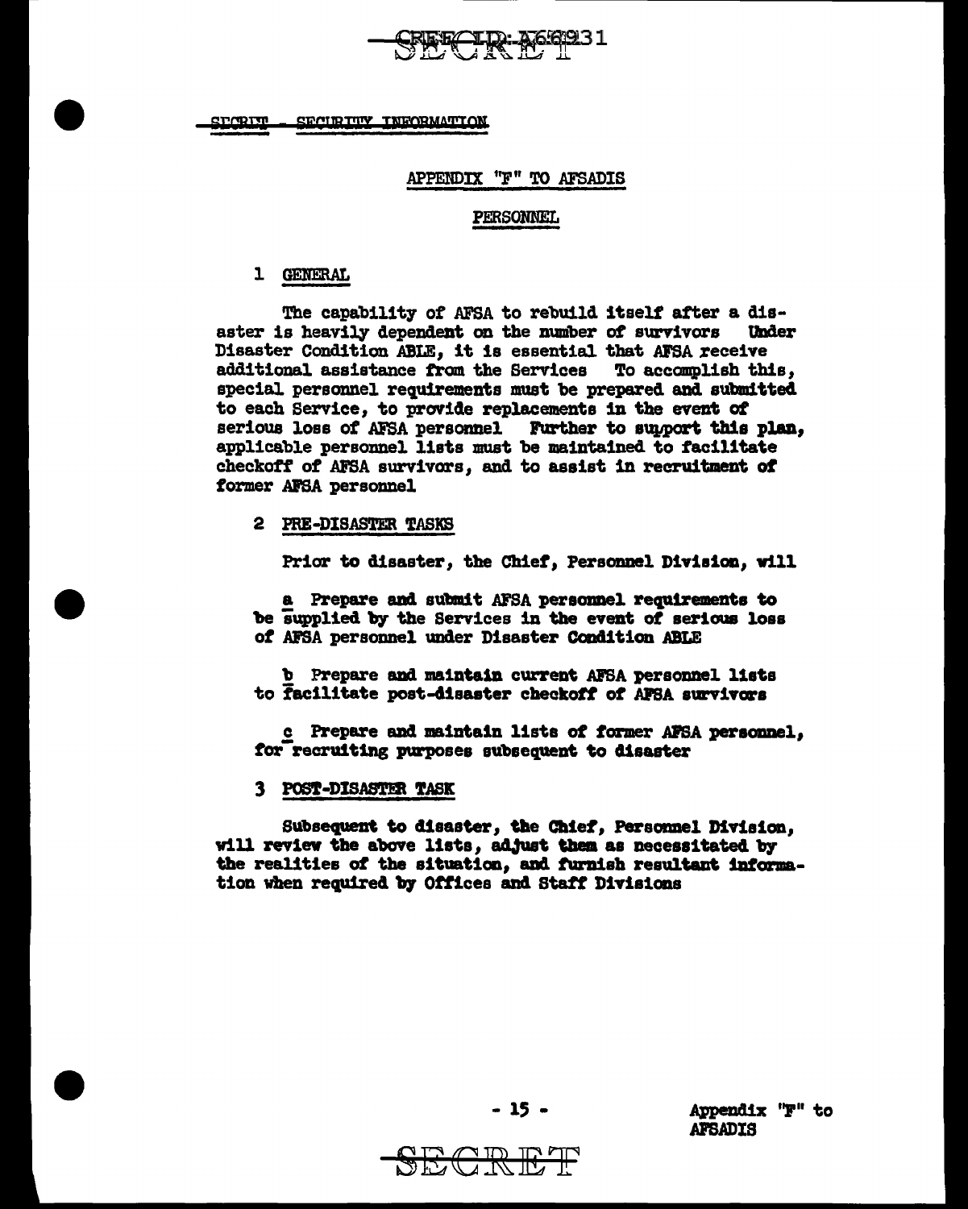SECRET - SECURITY INFORMATION

## APPENDIX "F" TO AFSADIS

### PERSONNEL

1 GENERAL

The capability of AFSA to rebuild itself after a disaster is heavily dependent on the number of survivors Under Disaster Condition ABLE, it is essential that AFSA receive additional assistance from the Services To accomplish this, special personnel requirements must be prepared and submitted to each Service, to provide replacements in the event of serious loss of AFSA personnel Further to support this plan, applicable personnel lists must be maintained to facilitate checkoff of AFSA survivors, and to assist in recruitment of former AFSA personnel

2 PRE-DISASTER TASKS

Prior to disaster, the Chief, Personnel Division, will

a Prepare and submit AFSA personnel requirements to be supplied by the Services in the event of serious loss of AFSA personnel under Disaster Condition ABLE

b Prepare and maintain current AFSA personnel lists to facilitate post-disaster checkoff of AFSA survivors

c Prepare and maintain lists of former AFSA personnel, for recruiting purposes subsequent to disaster

3 POST-DISASTER TASK

Subsequent to disaster, the Chief, Personnel Division, will review the above lists, adjust them as necessitated by the realities of the situation, and furnish resultant information when required by Offices and Staff Divisions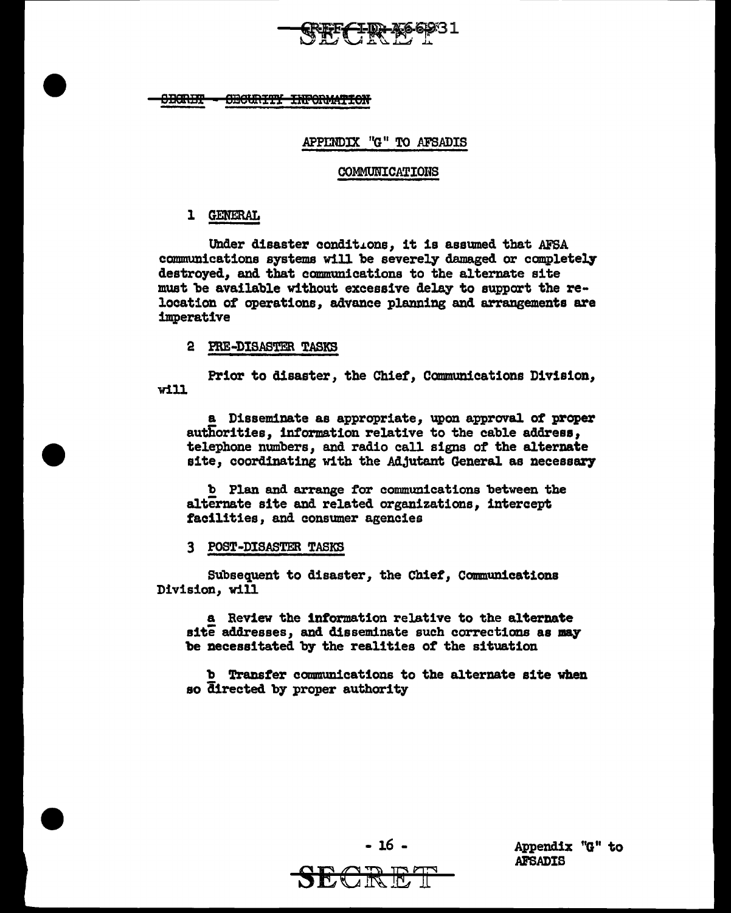~~SECRET - SECURITY INFORMATION~~

## APPENDIX "G" TO AFSADIS

### COMMUNICATIONS

1 GENERAL

Under disaster conditions, it is assumed that AFSA communications systems will be severely damaged or completely destroyed, and that communications to the alternate site must be available without excessive delay to support the relocation of operations, advance planning and arrangements are imperative

2 PRE-DISASTER TASKS

Prior to disaster, the Chief, Communications Division, will

a Disseminate as appropriate, upon approval of proper authorities, information relative to the cable address, telephone numbers, and radio call signs of the alternate site, coordinating with the Adjutant General as necessary

b Plan and arrange for communications between the alternate site and related organizations, intercept facilities, and consumer agencies

3 POST-DISASTER TASKS

Subsequent to disaster, the Chief, Communications Division, will

a Review the information relative to the alternate site addresses, and disseminate such corrections as may be necessitated by the realities of the situation

b Transfer communications to the alternate site when so directed by proper authority

Appendix "G" to AFSADIS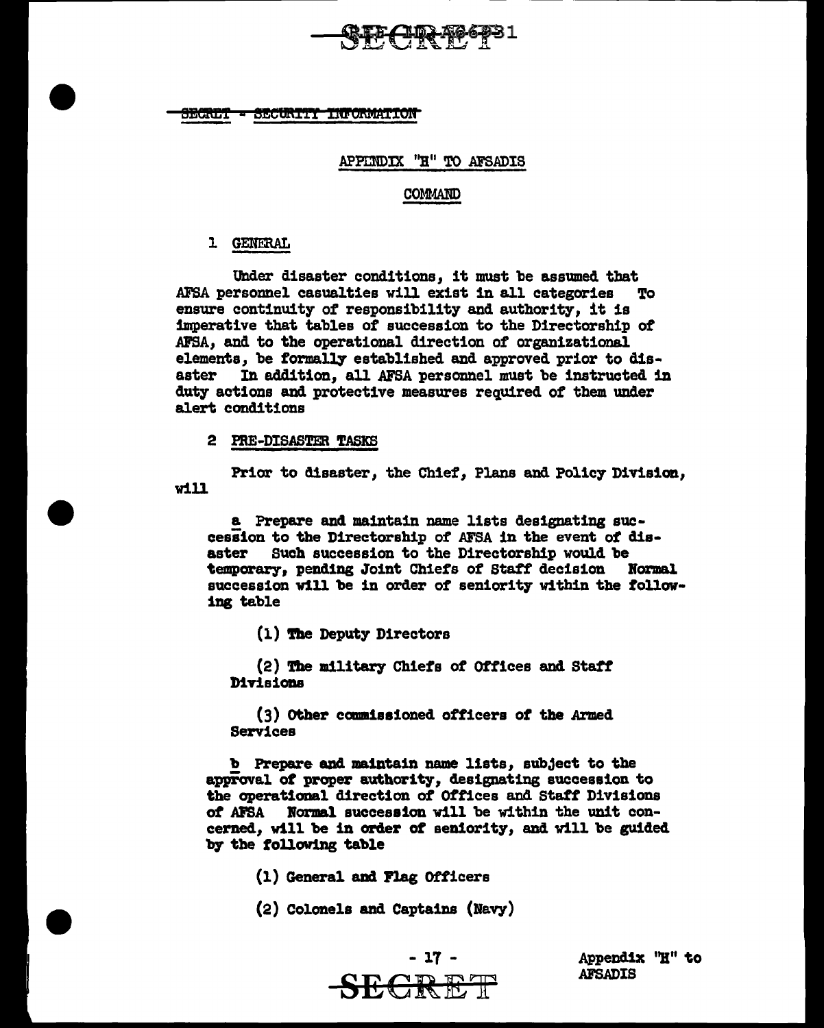SECRET - SECURITY INFORMATION

APPENDIX "H" TO AFSADIS

COMMAND

1 GENERAL

Under disaster conditions, it must be assumed that AFSA personnel casualties will exist in all categories To ensure continuity of responsibility and authority, it is imperative that tables of succession to the Directorship of AFSA, and to the operational direction of organizational elements, be formally established and approved prior to disaster In addition, all AFSA personnel must be instructed in duty actions and protective measures required of them under alert conditions

2 PRE-DISASTER TASKS

Prior to disaster, the Chief, Plans and Policy Division, will

a Prepare and maintain name lists designating succession to the Directorship of AFSA in the event of disaster Such succession to the Directorship would be temporary, pending Joint Chiefs of Staff decision Normal succession will be in order of seniority within the following table

(1) The Deputy Directors

(2) The military Chiefs of Offices and Staff Divisions

(3) Other commissioned officers of the Armed Services

b Prepare and maintain name lists, subject to the approval of proper authority, designating succession to the operational direction of Offices and Staff Divisions of AFSA Normal succession will be within the unit concerned, will be in order of seniority, and will be guided by the following table

(1) General and Flag Officers

(2) Colonels and Captains (Navy)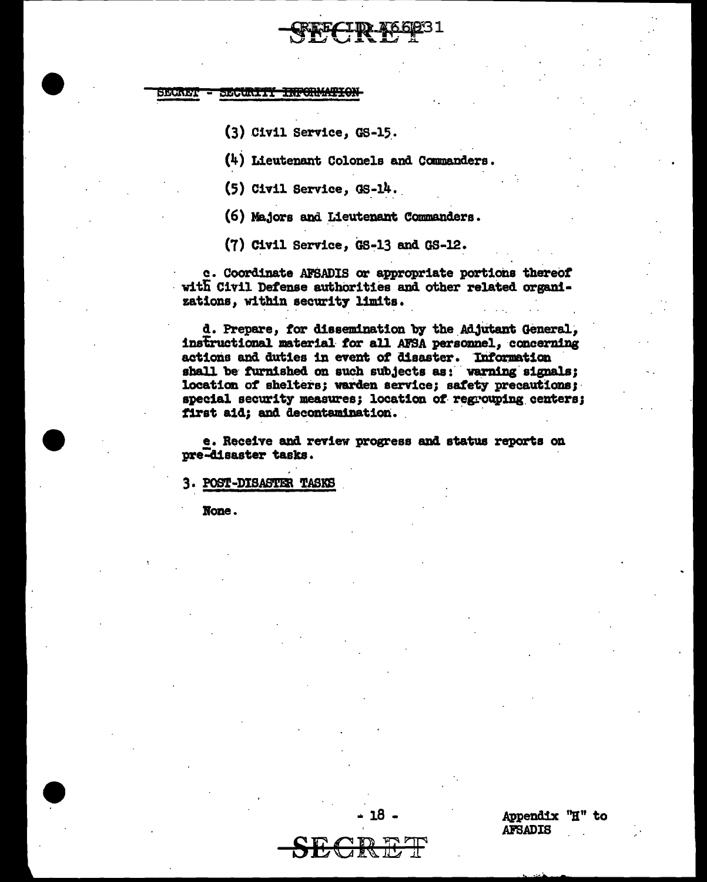SECRET - SECURITY INFORMATION

(3) Civil Service, GS-15.

(4) Lieutenant Colonels and Commanders.

(5) Civil Service, GS-14.

(6) Majors and Lieutenant Commanders.

(7) Civil Service, GS-13 and GS-12.

c. Coordinate AFSADIS or appropriate portions thereof with Civil Defense authorities and other related organizations, within security limits.

d. Prepare, for dissemination by the Adjutant General, instructional material for all AFSA personnel, concerning actions and duties in event of disaster. Information shall be furnished on such subjects as: warning signals; location of shelters; warden service; safety precautions; special security measures; location of regrouping centers; first aid; and decontamination.

e. Receive and review progress and status reports on pre-disaster tasks.

3. POST-DISASTER TASKS

None.

Appendix "H" to AFSADIS